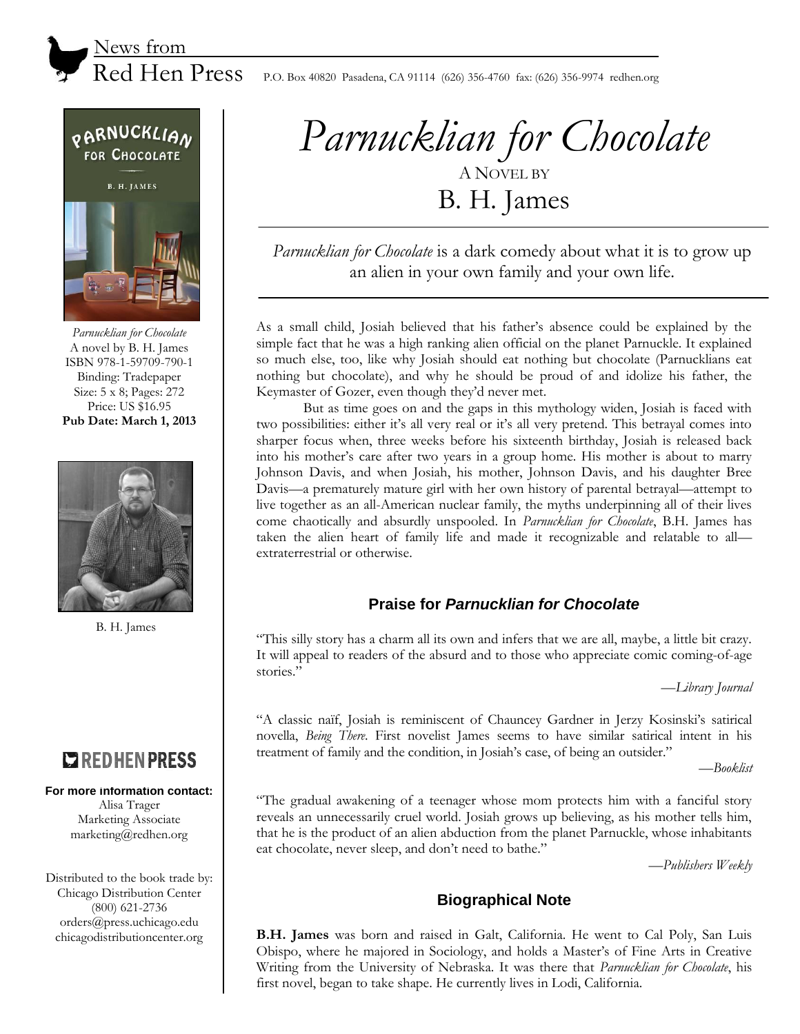News from
Red Hen Press P.O. Box 40820 Pasadena, CA 91114 (626) 356-4760 fax: (626) 356-9974 redhen.org

# *Parnucklian for Chocolate*

A NOVEL BY

B. H. James

*Parnucklian for Chocolate* is a dark comedy about what it is to grow up an alien in your own family and your own life.

As a small child, Josiah believed that his father's absence could be explained by the simple fact that he was a high ranking alien official on the planet Parnuckle. It explained so much else, too, like why Josiah should eat nothing but chocolate (Parnucklians eat nothing but chocolate), and why he should be proud of and idolize his father, the Keymaster of Gozer, even though they'd never met.

But as time goes on and the gaps in this mythology widen, Josiah is faced with two possibilities: either it's all very real or it's all very pretend. This betrayal comes into sharper focus when, three weeks before his sixteenth birthday, Josiah is released back into his mother's care after two years in a group home. His mother is about to marry Johnson Davis, and when Josiah, his mother, Johnson Davis, and his daughter Bree Davis—a prematurely mature girl with her own history of parental betrayal—attempt to live together as an all-American nuclear family, the myths underpinning all of their lives come chaotically and absurdly unspooled. In *Parnucklian for Chocolate*, B.H. James has taken the alien heart of family life and made it recognizable and relatable to all—extraterrestrial or otherwise.

*Parnucklian for Chocolate*
A novel by B. H. James
ISBN 978-1-59709-790-1
Binding: Tradepaper
Size: 5 x 8; Pages: 272
Price: US $16.95
**Pub Date: March 1, 2013**

B. H. James

## Praise for *Parnucklian for Chocolate*

"This silly story has a charm all its own and infers that we are all, maybe, a little bit crazy. It will appeal to readers of the absurd and to those who appreciate comic coming-of-age stories."

—*Library Journal*

"A classic naïf, Josiah is reminiscent of Chauncey Gardner in Jerzy Kosinski's satirical novella, *Being There*. First novelist James seems to have similar satirical intent in his treatment of family and the condition, in Josiah's case, of being an outsider."

—*Booklist*

"The gradual awakening of a teenager whose mom protects him with a fanciful story reveals an unnecessarily cruel world. Josiah grows up believing, as his mother tells him, that he is the product of an alien abduction from the planet Parnuckle, whose inhabitants eat chocolate, never sleep, and don't need to bathe."

—*Publishers Weekly*

## Biographical Note

**B.H. James** was born and raised in Galt, California. He went to Cal Poly, San Luis Obispo, where he majored in Sociology, and holds a Master's of Fine Arts in Creative Writing from the University of Nebraska. It was there that *Parnucklian for Chocolate*, his first novel, began to take shape. He currently lives in Lodi, California.

RED HEN PRESS

**For more information contact:**
Alisa Trager
Marketing Associate
marketing@redhen.org

Distributed to the book trade by:
Chicago Distribution Center
(800) 621-2736
orders@press.uchicago.edu
chicagodistributioncenter.org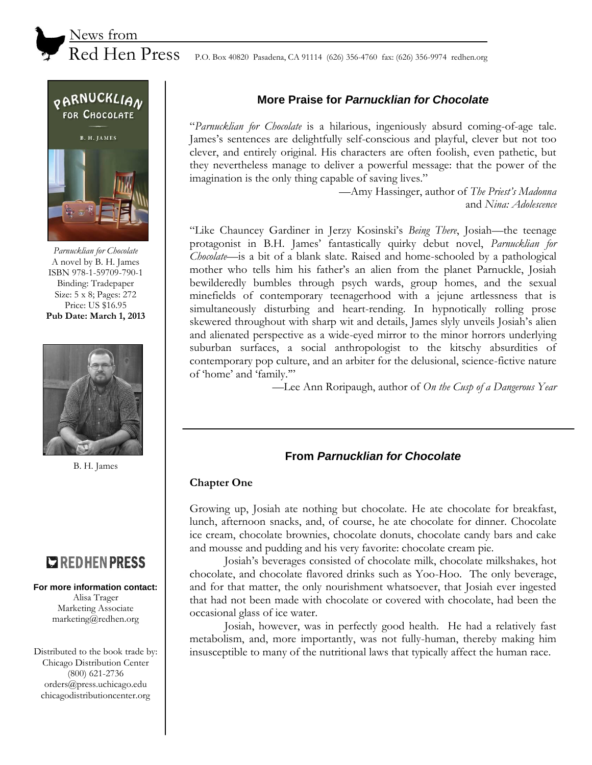News from

Red Hen Press P.O. Box 40820 Pasadena, CA 91114 (626) 356-4760 fax: (626) 356-9974 redhen.org

*Parnucklian for Chocolate*
A novel by B. H. James
ISBN 978-1-59709-790-1
Binding: Tradepaper
Size: 5 x 8; Pages: 272
Price: US $16.95
**Pub Date: March 1, 2013**

B. H. James

**For more information contact:**
Alisa Trager
Marketing Associate
marketing@redhen.org

Distributed to the book trade by:
Chicago Distribution Center
(800) 621-2736
orders@press.uchicago.edu
chicagodistributioncenter.org

## More Praise for *Parnucklian for Chocolate*

"*Parnucklian for Chocolate* is a hilarious, ingeniously absurd coming-of-age tale. James's sentences are delightfully self-conscious and playful, clever but not too clever, and entirely original. His characters are often foolish, even pathetic, but they nevertheless manage to deliver a powerful message: that the power of the imagination is the only thing capable of saving lives."

—Amy Hassinger, author of *The Priest's Madonna* and *Nina: Adolescence*

"Like Chauncey Gardiner in Jerzy Kosinski's *Being There*, Josiah—the teenage protagonist in B.H. James' fantastically quirky debut novel, *Parnucklian for Chocolate*—is a bit of a blank slate. Raised and home-schooled by a pathological mother who tells him his father's an alien from the planet Parnuckle, Josiah bewilderedly bumbles through psych wards, group homes, and the sexual minefields of contemporary teenagerhood with a jejune artlessness that is simultaneously disturbing and heart-rending. In hypnotically rolling prose skewered throughout with sharp wit and details, James slyly unveils Josiah's alien and alienated perspective as a wide-eyed mirror to the minor horrors underlying suburban surfaces, a social anthropologist to the kitschy absurdities of contemporary pop culture, and an arbiter for the delusional, science-fictive nature of 'home' and 'family.'"

—Lee Ann Roripaugh, author of *On the Cusp of a Dangerous Year*

## From *Parnucklian for Chocolate*

**Chapter One**

Growing up, Josiah ate nothing but chocolate. He ate chocolate for breakfast, lunch, afternoon snacks, and, of course, he ate chocolate for dinner. Chocolate ice cream, chocolate brownies, chocolate donuts, chocolate candy bars and cake and mousse and pudding and his very favorite: chocolate cream pie.

Josiah's beverages consisted of chocolate milk, chocolate milkshakes, hot chocolate, and chocolate flavored drinks such as Yoo-Hoo. The only beverage, and for that matter, the only nourishment whatsoever, that Josiah ever ingested that had not been made with chocolate or covered with chocolate, had been the occasional glass of ice water.

Josiah, however, was in perfectly good health. He had a relatively fast metabolism, and, more importantly, was not fully-human, thereby making him insusceptible to many of the nutritional laws that typically affect the human race.